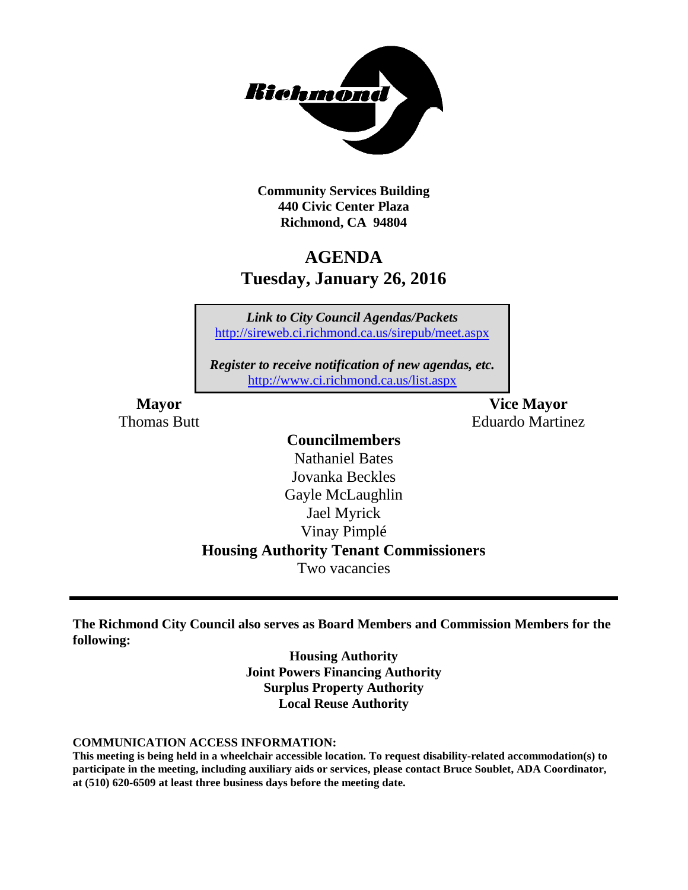**Community Services Building**
**440 Civic Center Plaza**
**Richmond, CA 94804**

# AGENDA
## Tuesday, January 26, 2016

*Link to City Council Agendas/Packets*
http://sireweb.ci.richmond.ca.us/sirepub/meet.aspx

*Register to receive notification of new agendas, etc.*
http://www.ci.richmond.ca.us/list.aspx

**Mayor**
Thomas Butt

**Vice Mayor**
Eduardo Martinez

**Councilmembers**
Nathaniel Bates
Jovanka Beckles
Gayle McLaughlin
Jael Myrick
Vinay Pimplé

**Housing Authority Tenant Commissioners**
Two vacancies

---

**The Richmond City Council also serves as Board Members and Commission Members for the following:**

**Housing Authority**
**Joint Powers Financing Authority**
**Surplus Property Authority**
**Local Reuse Authority**

**COMMUNICATION ACCESS INFORMATION:**
**This meeting is being held in a wheelchair accessible location. To request disability-related accommodation(s) to participate in the meeting, including auxiliary aids or services, please contact Bruce Soublet, ADA Coordinator, at (510) 620-6509 at least three business days before the meeting date.**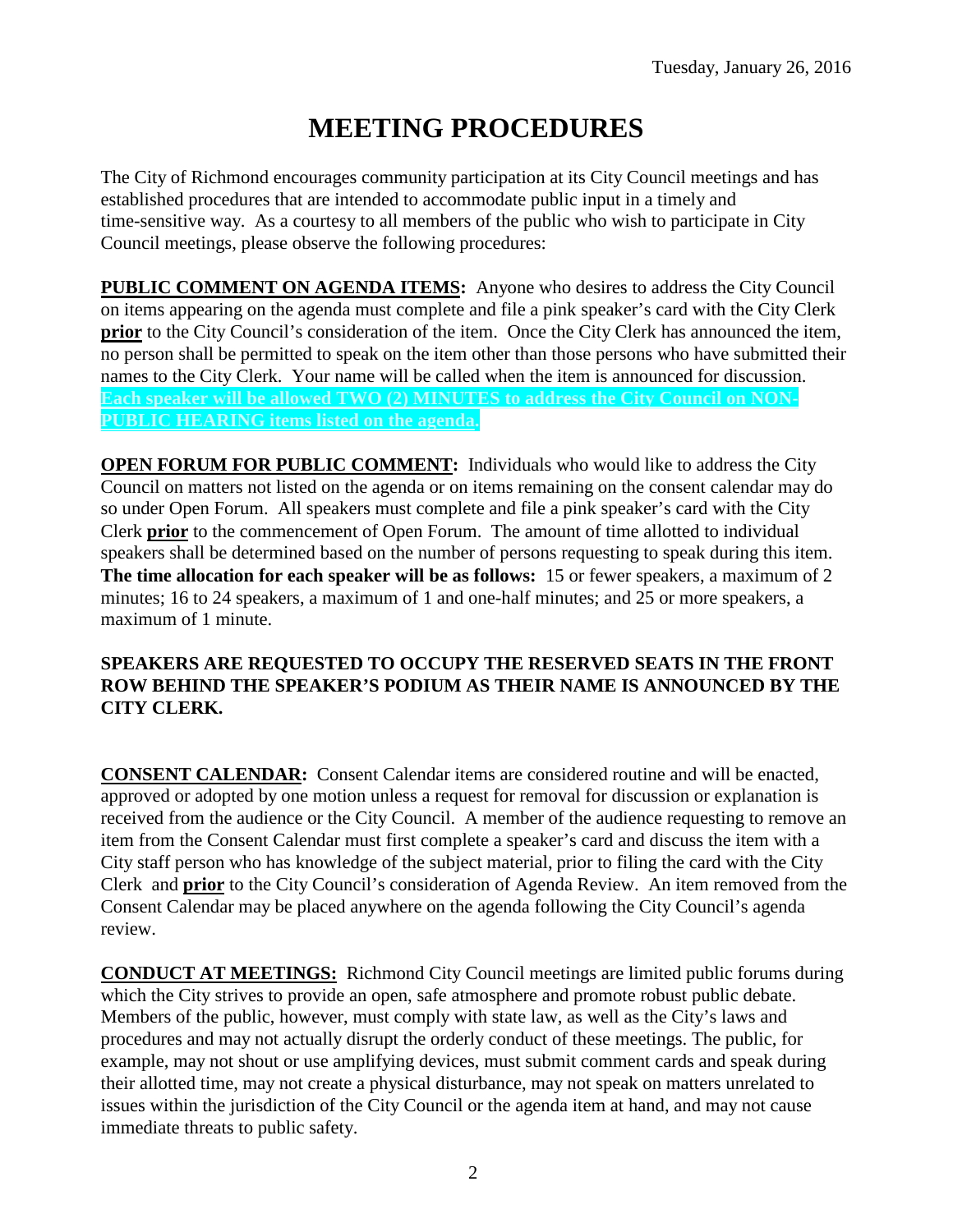Tuesday, January 26, 2016

# MEETING PROCEDURES

The City of Richmond encourages community participation at its City Council meetings and has established procedures that are intended to accommodate public input in a timely and time-sensitive way. As a courtesy to all members of the public who wish to participate in City Council meetings, please observe the following procedures:

**PUBLIC COMMENT ON AGENDA ITEMS:** Anyone who desires to address the City Council on items appearing on the agenda must complete and file a pink speaker's card with the City Clerk **prior** to the City Council's consideration of the item. Once the City Clerk has announced the item, no person shall be permitted to speak on the item other than those persons who have submitted their names to the City Clerk. Your name will be called when the item is announced for discussion. **Each speaker will be allowed TWO (2) MINUTES to address the City Council on NON-PUBLIC HEARING items listed on the agenda.**

**OPEN FORUM FOR PUBLIC COMMENT:** Individuals who would like to address the City Council on matters not listed on the agenda or on items remaining on the consent calendar may do so under Open Forum. All speakers must complete and file a pink speaker's card with the City Clerk **prior** to the commencement of Open Forum. The amount of time allotted to individual speakers shall be determined based on the number of persons requesting to speak during this item. **The time allocation for each speaker will be as follows:** 15 or fewer speakers, a maximum of 2 minutes; 16 to 24 speakers, a maximum of 1 and one-half minutes; and 25 or more speakers, a maximum of 1 minute.

**SPEAKERS ARE REQUESTED TO OCCUPY THE RESERVED SEATS IN THE FRONT ROW BEHIND THE SPEAKER'S PODIUM AS THEIR NAME IS ANNOUNCED BY THE CITY CLERK.**

**CONSENT CALENDAR:** Consent Calendar items are considered routine and will be enacted, approved or adopted by one motion unless a request for removal for discussion or explanation is received from the audience or the City Council. A member of the audience requesting to remove an item from the Consent Calendar must first complete a speaker's card and discuss the item with a City staff person who has knowledge of the subject material, prior to filing the card with the City Clerk and **prior** to the City Council's consideration of Agenda Review. An item removed from the Consent Calendar may be placed anywhere on the agenda following the City Council's agenda review.

**CONDUCT AT MEETINGS:** Richmond City Council meetings are limited public forums during which the City strives to provide an open, safe atmosphere and promote robust public debate. Members of the public, however, must comply with state law, as well as the City's laws and procedures and may not actually disrupt the orderly conduct of these meetings. The public, for example, may not shout or use amplifying devices, must submit comment cards and speak during their allotted time, may not create a physical disturbance, may not speak on matters unrelated to issues within the jurisdiction of the City Council or the agenda item at hand, and may not cause immediate threats to public safety.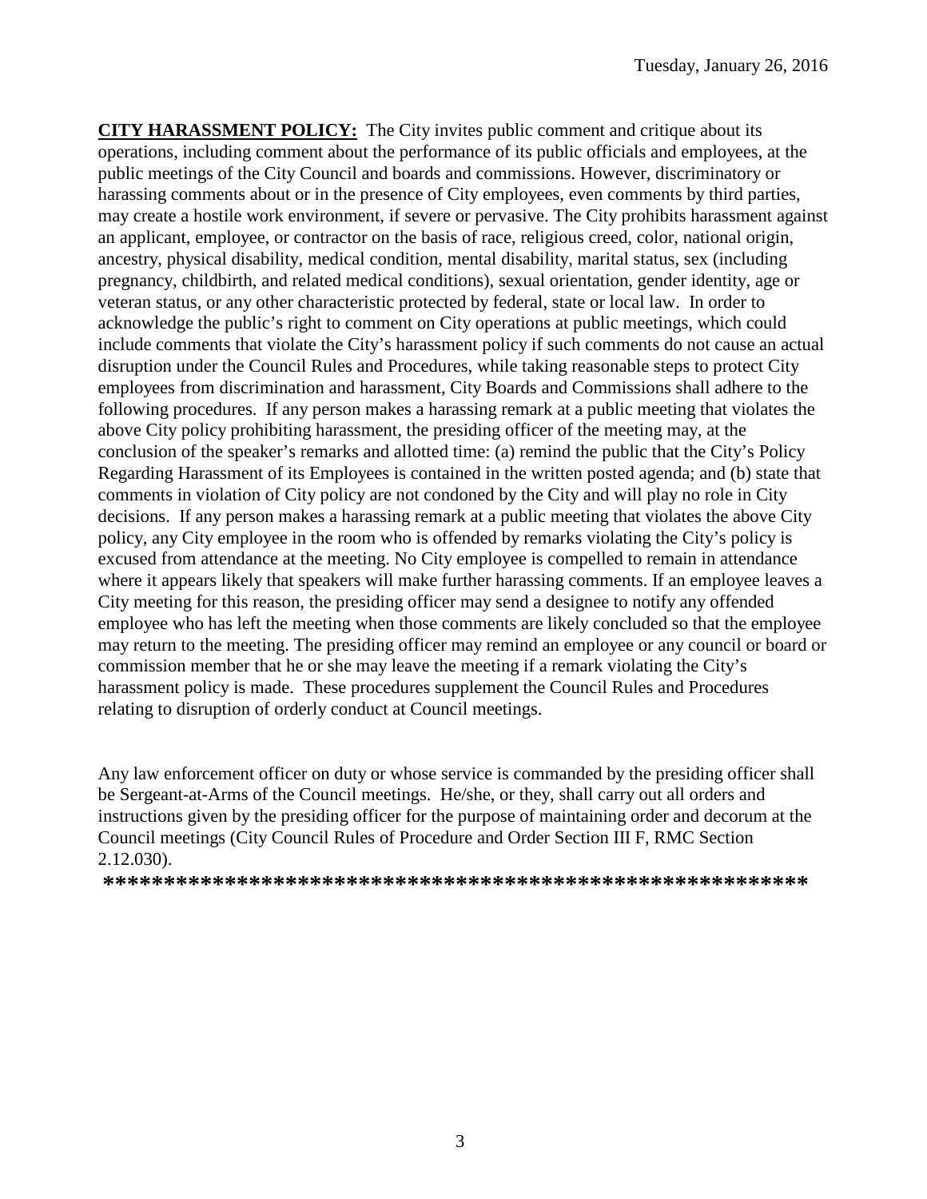**CITY HARASSMENT POLICY:** The City invites public comment and critique about its operations, including comment about the performance of its public officials and employees, at the public meetings of the City Council and boards and commissions. However, discriminatory or harassing comments about or in the presence of City employees, even comments by third parties, may create a hostile work environment, if severe or pervasive. The City prohibits harassment against an applicant, employee, or contractor on the basis of race, religious creed, color, national origin, ancestry, physical disability, medical condition, mental disability, marital status, sex (including pregnancy, childbirth, and related medical conditions), sexual orientation, gender identity, age or veteran status, or any other characteristic protected by federal, state or local law. In order to acknowledge the public's right to comment on City operations at public meetings, which could include comments that violate the City's harassment policy if such comments do not cause an actual disruption under the Council Rules and Procedures, while taking reasonable steps to protect City employees from discrimination and harassment, City Boards and Commissions shall adhere to the following procedures. If any person makes a harassing remark at a public meeting that violates the above City policy prohibiting harassment, the presiding officer of the meeting may, at the conclusion of the speaker's remarks and allotted time: (a) remind the public that the City's Policy Regarding Harassment of its Employees is contained in the written posted agenda; and (b) state that comments in violation of City policy are not condoned by the City and will play no role in City decisions. If any person makes a harassing remark at a public meeting that violates the above City policy, any City employee in the room who is offended by remarks violating the City's policy is excused from attendance at the meeting. No City employee is compelled to remain in attendance where it appears likely that speakers will make further harassing comments. If an employee leaves a City meeting for this reason, the presiding officer may send a designee to notify any offended employee who has left the meeting when those comments are likely concluded so that the employee may return to the meeting. The presiding officer may remind an employee or any council or board or commission member that he or she may leave the meeting if a remark violating the City's harassment policy is made. These procedures supplement the Council Rules and Procedures relating to disruption of orderly conduct at Council meetings.

Any law enforcement officer on duty or whose service is commanded by the presiding officer shall be Sergeant-at-Arms of the Council meetings. He/she, or they, shall carry out all orders and instructions given by the presiding officer for the purpose of maintaining order and decorum at the Council meetings (City Council Rules of Procedure and Order Section III F, RMC Section 2.12.030).

**************************************************************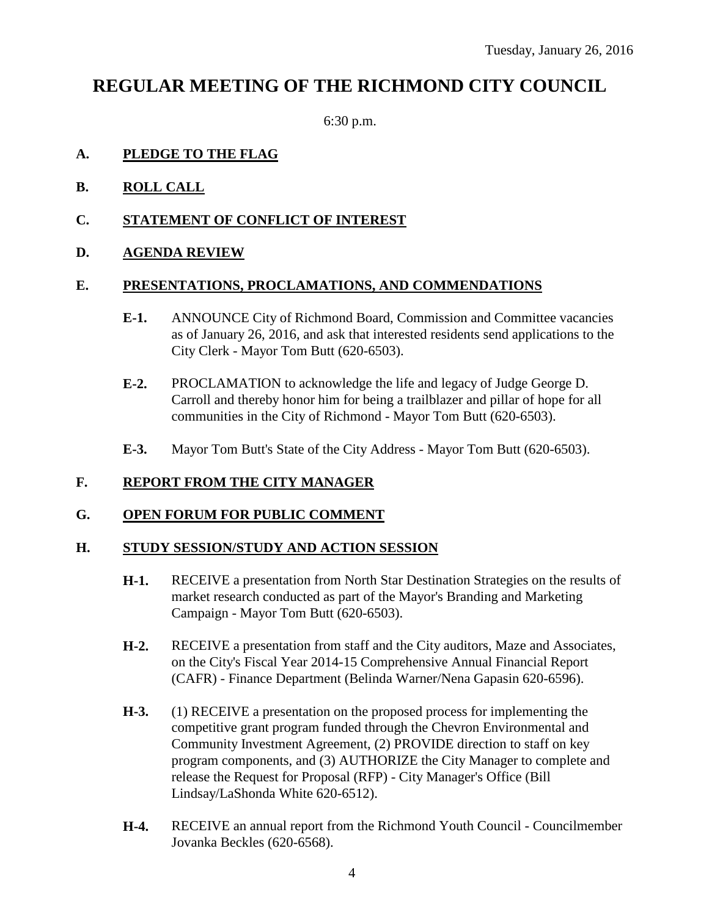Tuesday, January 26, 2016

# REGULAR MEETING OF THE RICHMOND CITY COUNCIL

6:30 p.m.

**A. PLEDGE TO THE FLAG**

**B. ROLL CALL**

**C. STATEMENT OF CONFLICT OF INTEREST**

**D. AGENDA REVIEW**

**E. PRESENTATIONS, PROCLAMATIONS, AND COMMENDATIONS**

**E-1.** ANNOUNCE City of Richmond Board, Commission and Committee vacancies as of January 26, 2016, and ask that interested residents send applications to the City Clerk - Mayor Tom Butt (620-6503).

**E-2.** PROCLAMATION to acknowledge the life and legacy of Judge George D. Carroll and thereby honor him for being a trailblazer and pillar of hope for all communities in the City of Richmond - Mayor Tom Butt (620-6503).

**E-3.** Mayor Tom Butt's State of the City Address - Mayor Tom Butt (620-6503).

**F. REPORT FROM THE CITY MANAGER**

**G. OPEN FORUM FOR PUBLIC COMMENT**

**H. STUDY SESSION/STUDY AND ACTION SESSION**

**H-1.** RECEIVE a presentation from North Star Destination Strategies on the results of market research conducted as part of the Mayor's Branding and Marketing Campaign - Mayor Tom Butt (620-6503).

**H-2.** RECEIVE a presentation from staff and the City auditors, Maze and Associates, on the City's Fiscal Year 2014-15 Comprehensive Annual Financial Report (CAFR) - Finance Department (Belinda Warner/Nena Gapasin 620-6596).

**H-3.** (1) RECEIVE a presentation on the proposed process for implementing the competitive grant program funded through the Chevron Environmental and Community Investment Agreement, (2) PROVIDE direction to staff on key program components, and (3) AUTHORIZE the City Manager to complete and release the Request for Proposal (RFP) - City Manager's Office (Bill Lindsay/LaShonda White 620-6512).

**H-4.** RECEIVE an annual report from the Richmond Youth Council - Councilmember Jovanka Beckles (620-6568).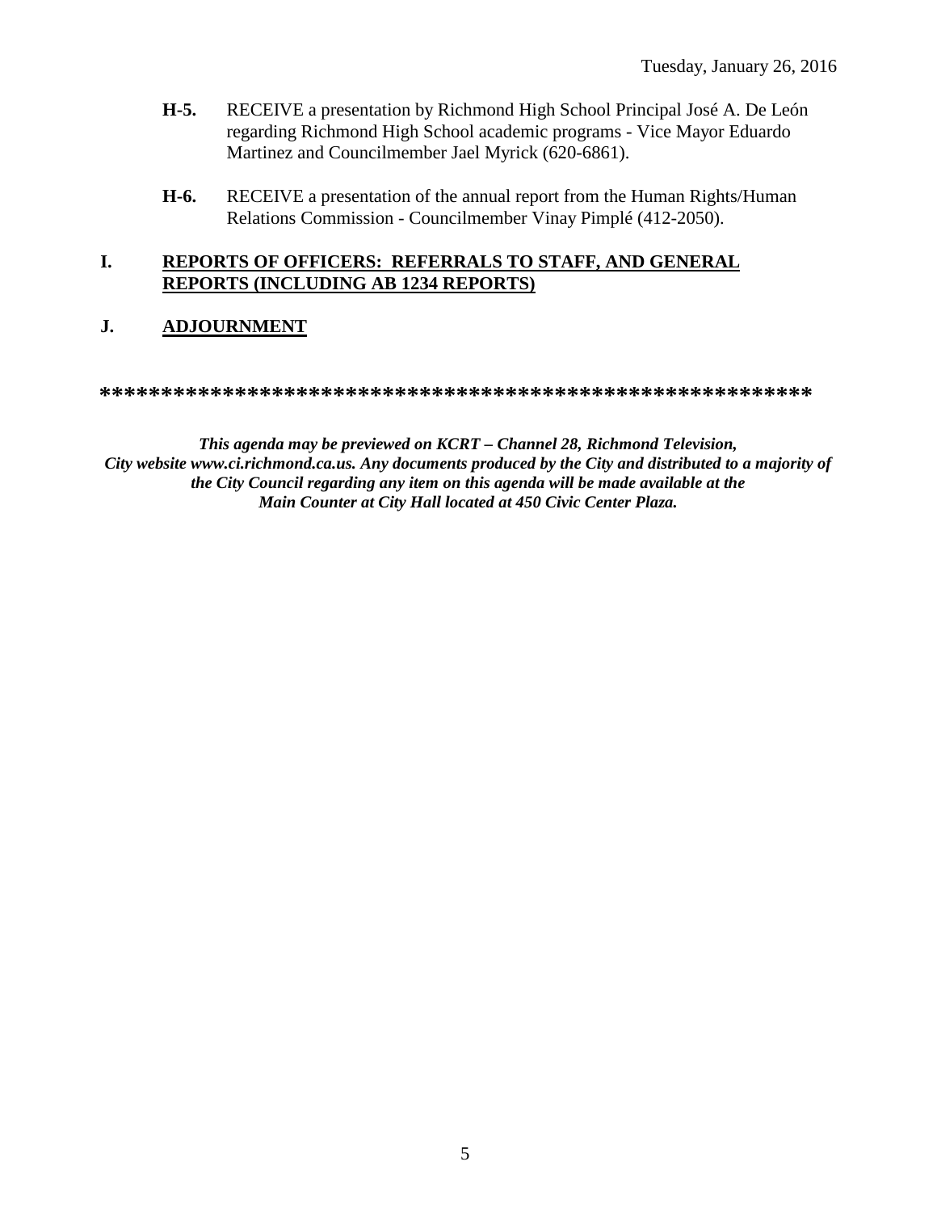**H-5.** RECEIVE a presentation by Richmond High School Principal José A. De León regarding Richmond High School academic programs - Vice Mayor Eduardo Martinez and Councilmember Jael Myrick (620-6861).

**H-6.** RECEIVE a presentation of the annual report from the Human Rights/Human Relations Commission - Councilmember Vinay Pimplé (412-2050).

## I. REPORTS OF OFFICERS: REFERRALS TO STAFF, AND GENERAL REPORTS (INCLUDING AB 1234 REPORTS)

## J. ADJOURNMENT

**************************************************************

***This agenda may be previewed on KCRT – Channel 28, Richmond Television, City website www.ci.richmond.ca.us. Any documents produced by the City and distributed to a majority of the City Council regarding any item on this agenda will be made available at the Main Counter at City Hall located at 450 Civic Center Plaza.***